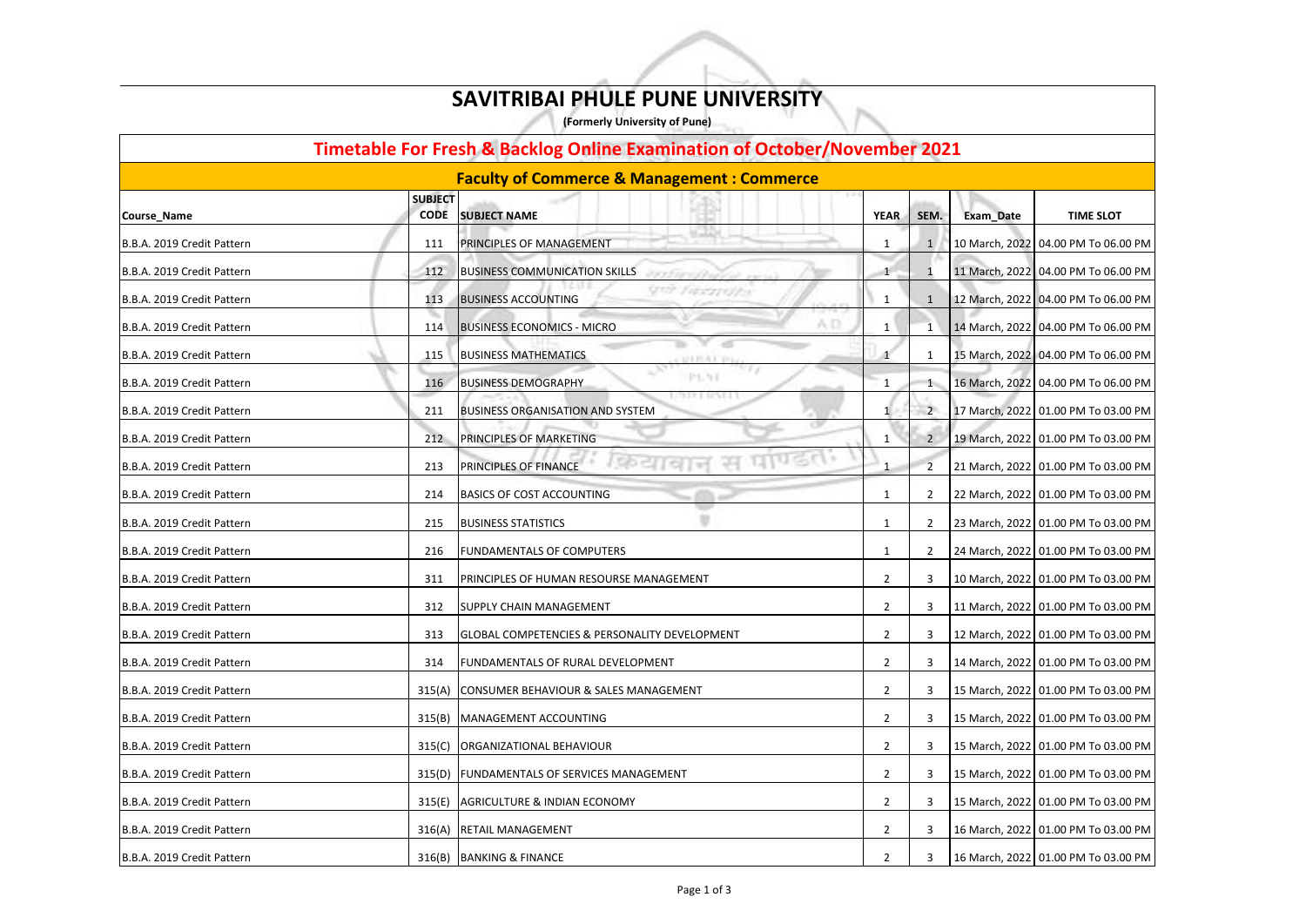# SAVITRIBAI PHULE PUNE UNIVERSITY

**(Formerly University of Pune)**

## Timetable For Fresh & Backlog Online Examination of October/November 2021

### Faculty of Commerce & Management : Commerce

| Course_Name | SUBJECT CODE | SUBJECT NAME | YEAR | SEM. | Exam_Date | TIME SLOT |
|---|---|---|---|---|---|---|
| B.B.A. 2019 Credit Pattern | 111 | PRINCIPLES OF MANAGEMENT | 1 | 1 | 10 March, 2022 | 04.00 PM To 06.00 PM |
| B.B.A. 2019 Credit Pattern | 112 | BUSINESS COMMUNICATION SKILLS | 1 | 1 | 11 March, 2022 | 04.00 PM To 06.00 PM |
| B.B.A. 2019 Credit Pattern | 113 | BUSINESS ACCOUNTING | 1 | 1 | 12 March, 2022 | 04.00 PM To 06.00 PM |
| B.B.A. 2019 Credit Pattern | 114 | BUSINESS ECONOMICS - MICRO | 1 | 1 | 14 March, 2022 | 04.00 PM To 06.00 PM |
| B.B.A. 2019 Credit Pattern | 115 | BUSINESS MATHEMATICS | 1 | 1 | 15 March, 2022 | 04.00 PM To 06.00 PM |
| B.B.A. 2019 Credit Pattern | 116 | BUSINESS DEMOGRAPHY | 1 | 1 | 16 March, 2022 | 04.00 PM To 06.00 PM |
| B.B.A. 2019 Credit Pattern | 211 | BUSINESS ORGANISATION AND SYSTEM | 1 | 2 | 17 March, 2022 | 01.00 PM To 03.00 PM |
| B.B.A. 2019 Credit Pattern | 212 | PRINCIPLES OF MARKETING | 1 | 2 | 19 March, 2022 | 01.00 PM To 03.00 PM |
| B.B.A. 2019 Credit Pattern | 213 | PRINCIPLES OF FINANCE | 1 | 2 | 21 March, 2022 | 01.00 PM To 03.00 PM |
| B.B.A. 2019 Credit Pattern | 214 | BASICS OF COST ACCOUNTING | 1 | 2 | 22 March, 2022 | 01.00 PM To 03.00 PM |
| B.B.A. 2019 Credit Pattern | 215 | BUSINESS STATISTICS | 1 | 2 | 23 March, 2022 | 01.00 PM To 03.00 PM |
| B.B.A. 2019 Credit Pattern | 216 | FUNDAMENTALS OF COMPUTERS | 1 | 2 | 24 March, 2022 | 01.00 PM To 03.00 PM |
| B.B.A. 2019 Credit Pattern | 311 | PRINCIPLES OF HUMAN RESOURSE MANAGEMENT | 2 | 3 | 10 March, 2022 | 01.00 PM To 03.00 PM |
| B.B.A. 2019 Credit Pattern | 312 | SUPPLY CHAIN MANAGEMENT | 2 | 3 | 11 March, 2022 | 01.00 PM To 03.00 PM |
| B.B.A. 2019 Credit Pattern | 313 | GLOBAL COMPETENCIES & PERSONALITY DEVELOPMENT | 2 | 3 | 12 March, 2022 | 01.00 PM To 03.00 PM |
| B.B.A. 2019 Credit Pattern | 314 | FUNDAMENTALS OF RURAL DEVELOPMENT | 2 | 3 | 14 March, 2022 | 01.00 PM To 03.00 PM |
| B.B.A. 2019 Credit Pattern | 315(A) | CONSUMER BEHAVIOUR & SALES MANAGEMENT | 2 | 3 | 15 March, 2022 | 01.00 PM To 03.00 PM |
| B.B.A. 2019 Credit Pattern | 315(B) | MANAGEMENT ACCOUNTING | 2 | 3 | 15 March, 2022 | 01.00 PM To 03.00 PM |
| B.B.A. 2019 Credit Pattern | 315(C) | ORGANIZATIONAL BEHAVIOUR | 2 | 3 | 15 March, 2022 | 01.00 PM To 03.00 PM |
| B.B.A. 2019 Credit Pattern | 315(D) | FUNDAMENTALS OF SERVICES MANAGEMENT | 2 | 3 | 15 March, 2022 | 01.00 PM To 03.00 PM |
| B.B.A. 2019 Credit Pattern | 315(E) | AGRICULTURE & INDIAN ECONOMY | 2 | 3 | 15 March, 2022 | 01.00 PM To 03.00 PM |
| B.B.A. 2019 Credit Pattern | 316(A) | RETAIL MANAGEMENT | 2 | 3 | 16 March, 2022 | 01.00 PM To 03.00 PM |
| B.B.A. 2019 Credit Pattern | 316(B) | BANKING & FINANCE | 2 | 3 | 16 March, 2022 | 01.00 PM To 03.00 PM |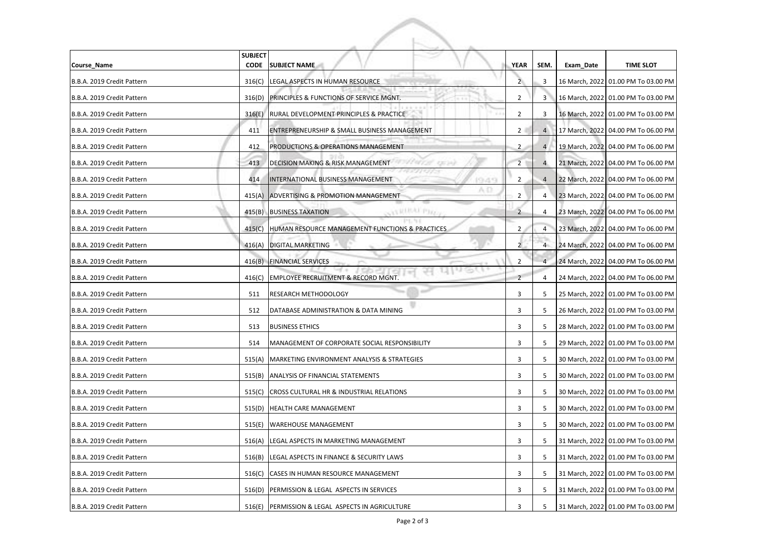| Course_Name | SUBJECT CODE | SUBJECT NAME | YEAR | SEM. | Exam_Date | TIME SLOT |
|---|---|---|---|---|---|---|
| B.B.A. 2019 Credit Pattern | 316(C) | LEGAL ASPECTS IN HUMAN RESOURCE | 2 | 3 | 16 March, 2022 | 01.00 PM To 03.00 PM |
| B.B.A. 2019 Credit Pattern | 316(D) | PRINCIPLES & FUNCTIONS OF SERVICE MGNT. | 2 | 3 | 16 March, 2022 | 01.00 PM To 03.00 PM |
| B.B.A. 2019 Credit Pattern | 316(E) | RURAL DEVELOPMENT PRINCIPLES & PRACTICE | 2 | 3 | 16 March, 2022 | 01.00 PM To 03.00 PM |
| B.B.A. 2019 Credit Pattern | 411 | ENTREPRENEURSHIP & SMALL BUSINESS MANAGEMENT | 2 | 4 | 17 March, 2022 | 04.00 PM To 06.00 PM |
| B.B.A. 2019 Credit Pattern | 412 | PRODUCTIONS & OPERATIONS MANAGEMENT | 2 | 4 | 19 March, 2022 | 04.00 PM To 06.00 PM |
| B.B.A. 2019 Credit Pattern | 413 | DECISION MAKING & RISK MANAGEMENT | 2 | 4 | 21 March, 2022 | 04.00 PM To 06.00 PM |
| B.B.A. 2019 Credit Pattern | 414 | INTERNATIONAL BUSINESS MANAGEMENT | 2 | 4 | 22 March, 2022 | 04.00 PM To 06.00 PM |
| B.B.A. 2019 Credit Pattern | 415(A) | ADVERTISING & PROMOTION MANAGEMENT | 2 | 4 | 23 March, 2022 | 04.00 PM To 06.00 PM |
| B.B.A. 2019 Credit Pattern | 415(B) | BUSINESS TAXATION | 2 | 4 | 23 March, 2022 | 04.00 PM To 06.00 PM |
| B.B.A. 2019 Credit Pattern | 415(C) | HUMAN RESOURCE MANAGEMENT FUNCTIONS & PRACTICES | 2 | 4 | 23 March, 2022 | 04.00 PM To 06.00 PM |
| B.B.A. 2019 Credit Pattern | 416(A) | DIGITAL MARKETING | 2 | 4 | 24 March, 2022 | 04.00 PM To 06.00 PM |
| B.B.A. 2019 Credit Pattern | 416(B) | FINANCIAL SERVICES | 2 | 4 | 24 March, 2022 | 04.00 PM To 06.00 PM |
| B.B.A. 2019 Credit Pattern | 416(C) | EMPLOYEE RECRUITMENT & RECORD MGNT. | 2 | 4 | 24 March, 2022 | 04.00 PM To 06.00 PM |
| B.B.A. 2019 Credit Pattern | 511 | RESEARCH METHODOLOGY | 3 | 5 | 25 March, 2022 | 01.00 PM To 03.00 PM |
| B.B.A. 2019 Credit Pattern | 512 | DATABASE ADMINISTRATION & DATA MINING | 3 | 5 | 26 March, 2022 | 01.00 PM To 03.00 PM |
| B.B.A. 2019 Credit Pattern | 513 | BUSINESS ETHICS | 3 | 5 | 28 March, 2022 | 01.00 PM To 03.00 PM |
| B.B.A. 2019 Credit Pattern | 514 | MANAGEMENT OF CORPORATE SOCIAL RESPONSIBILITY | 3 | 5 | 29 March, 2022 | 01.00 PM To 03.00 PM |
| B.B.A. 2019 Credit Pattern | 515(A) | MARKETING ENVIRONMENT ANALYSIS & STRATEGIES | 3 | 5 | 30 March, 2022 | 01.00 PM To 03.00 PM |
| B.B.A. 2019 Credit Pattern | 515(B) | ANALYSIS OF FINANCIAL STATEMENTS | 3 | 5 | 30 March, 2022 | 01.00 PM To 03.00 PM |
| B.B.A. 2019 Credit Pattern | 515(C) | CROSS CULTURAL HR & INDUSTRIAL RELATIONS | 3 | 5 | 30 March, 2022 | 01.00 PM To 03.00 PM |
| B.B.A. 2019 Credit Pattern | 515(D) | HEALTH CARE MANAGEMENT | 3 | 5 | 30 March, 2022 | 01.00 PM To 03.00 PM |
| B.B.A. 2019 Credit Pattern | 515(E) | WAREHOUSE MANAGEMENT | 3 | 5 | 30 March, 2022 | 01.00 PM To 03.00 PM |
| B.B.A. 2019 Credit Pattern | 516(A) | LEGAL ASPECTS IN MARKETING MANAGEMENT | 3 | 5 | 31 March, 2022 | 01.00 PM To 03.00 PM |
| B.B.A. 2019 Credit Pattern | 516(B) | LEGAL ASPECTS IN FINANCE & SECURITY LAWS | 3 | 5 | 31 March, 2022 | 01.00 PM To 03.00 PM |
| B.B.A. 2019 Credit Pattern | 516(C) | CASES IN HUMAN RESOURCE MANAGEMENT | 3 | 5 | 31 March, 2022 | 01.00 PM To 03.00 PM |
| B.B.A. 2019 Credit Pattern | 516(D) | PERMISSION & LEGAL ASPECTS IN SERVICES | 3 | 5 | 31 March, 2022 | 01.00 PM To 03.00 PM |
| B.B.A. 2019 Credit Pattern | 516(E) | PERMISSION & LEGAL ASPECTS IN AGRICULTURE | 3 | 5 | 31 March, 2022 | 01.00 PM To 03.00 PM |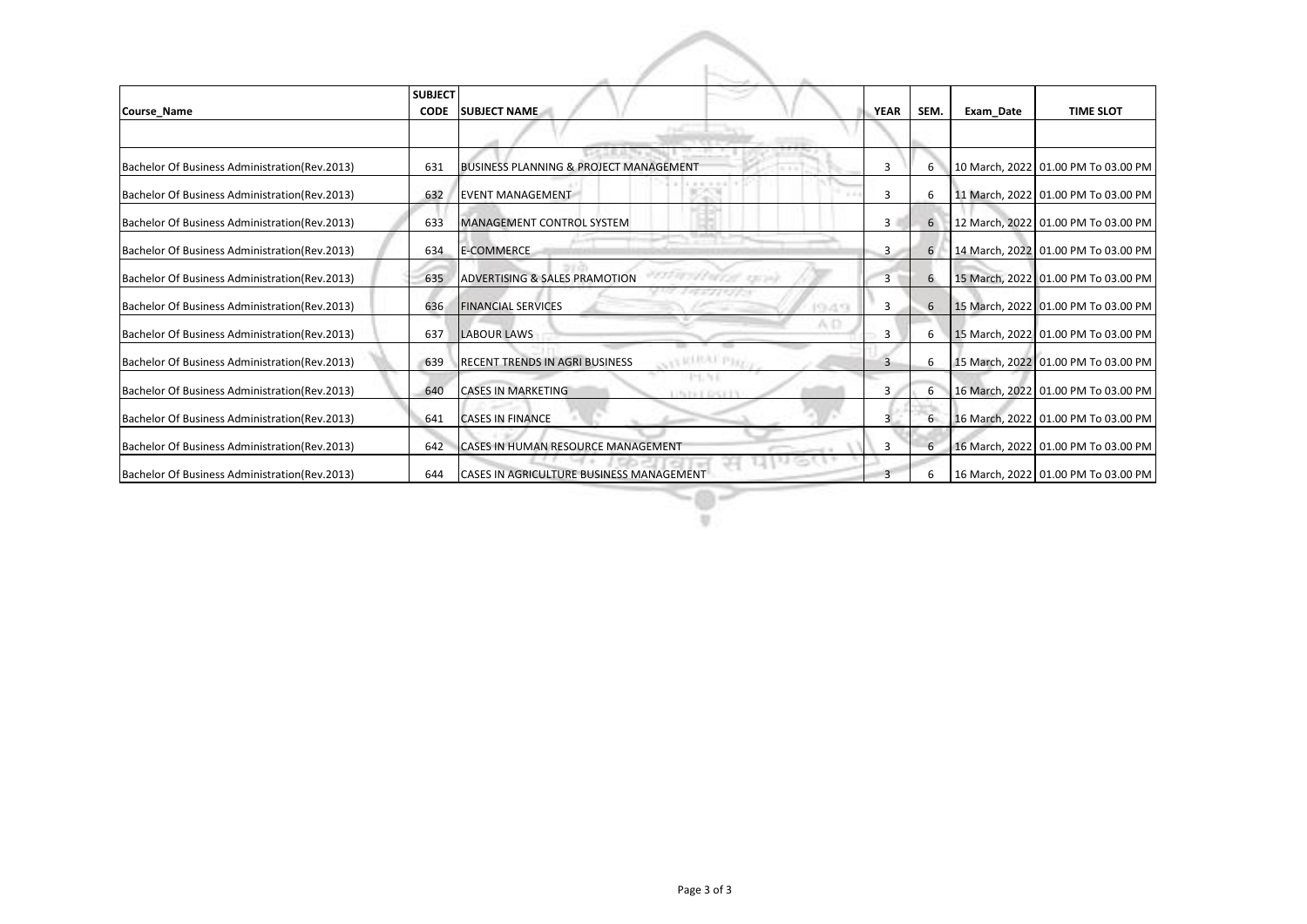| Course_Name | SUBJECT CODE | SUBJECT NAME | YEAR | SEM. | Exam_Date | TIME SLOT |
|---|---|---|---|---|---|---|
| | | | | | | |
| Bachelor Of Business Administration(Rev.2013) | 631 | BUSINESS PLANNING & PROJECT MANAGEMENT | 3 | 6 | 10 March, 2022 | 01.00 PM To 03.00 PM |
| Bachelor Of Business Administration(Rev.2013) | 632 | EVENT MANAGEMENT | 3 | 6 | 11 March, 2022 | 01.00 PM To 03.00 PM |
| Bachelor Of Business Administration(Rev.2013) | 633 | MANAGEMENT CONTROL SYSTEM | 3 | 6 | 12 March, 2022 | 01.00 PM To 03.00 PM |
| Bachelor Of Business Administration(Rev.2013) | 634 | E-COMMERCE | 3 | 6 | 14 March, 2022 | 01.00 PM To 03.00 PM |
| Bachelor Of Business Administration(Rev.2013) | 635 | ADVERTISING & SALES PRAMOTION | 3 | 6 | 15 March, 2022 | 01.00 PM To 03.00 PM |
| Bachelor Of Business Administration(Rev.2013) | 636 | FINANCIAL SERVICES | 3 | 6 | 15 March, 2022 | 01.00 PM To 03.00 PM |
| Bachelor Of Business Administration(Rev.2013) | 637 | LABOUR LAWS | 3 | 6 | 15 March, 2022 | 01.00 PM To 03.00 PM |
| Bachelor Of Business Administration(Rev.2013) | 639 | RECENT TRENDS IN AGRI BUSINESS | 3 | 6 | 15 March, 2022 | 01.00 PM To 03.00 PM |
| Bachelor Of Business Administration(Rev.2013) | 640 | CASES IN MARKETING | 3 | 6 | 16 March, 2022 | 01.00 PM To 03.00 PM |
| Bachelor Of Business Administration(Rev.2013) | 641 | CASES IN FINANCE | 3 | 6 | 16 March, 2022 | 01.00 PM To 03.00 PM |
| Bachelor Of Business Administration(Rev.2013) | 642 | CASES IN HUMAN RESOURCE MANAGEMENT | 3 | 6 | 16 March, 2022 | 01.00 PM To 03.00 PM |
| Bachelor Of Business Administration(Rev.2013) | 644 | CASES IN AGRICULTURE BUSINESS MANAGEMENT | 3 | 6 | 16 March, 2022 | 01.00 PM To 03.00 PM |